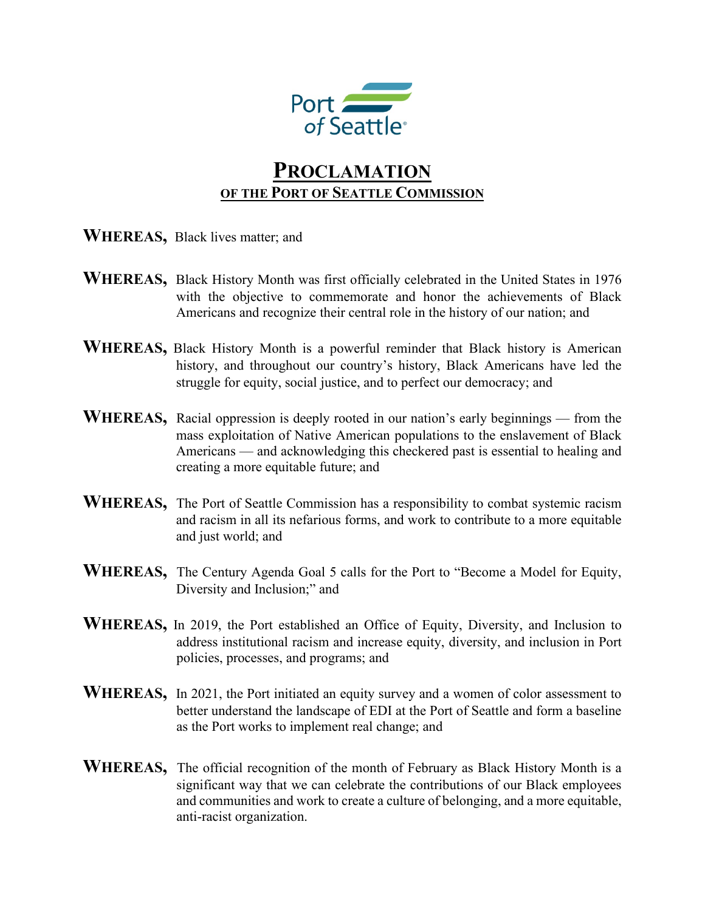# PROCLAMATION

## OF THE PORT OF SEATTLE COMMISSION

**WHEREAS,** Black lives matter; and

**WHEREAS,** Black History Month was first officially celebrated in the United States in 1976 with the objective to commemorate and honor the achievements of Black Americans and recognize their central role in the history of our nation; and

**WHEREAS,** Black History Month is a powerful reminder that Black history is American history, and throughout our country's history, Black Americans have led the struggle for equity, social justice, and to perfect our democracy; and

**WHEREAS,** Racial oppression is deeply rooted in our nation's early beginnings — from the mass exploitation of Native American populations to the enslavement of Black Americans — and acknowledging this checkered past is essential to healing and creating a more equitable future; and

**WHEREAS,** The Port of Seattle Commission has a responsibility to combat systemic racism and racism in all its nefarious forms, and work to contribute to a more equitable and just world; and

**WHEREAS,** The Century Agenda Goal 5 calls for the Port to "Become a Model for Equity, Diversity and Inclusion;" and

**WHEREAS,** In 2019, the Port established an Office of Equity, Diversity, and Inclusion to address institutional racism and increase equity, diversity, and inclusion in Port policies, processes, and programs; and

**WHEREAS,** In 2021, the Port initiated an equity survey and a women of color assessment to better understand the landscape of EDI at the Port of Seattle and form a baseline as the Port works to implement real change; and

**WHEREAS,** The official recognition of the month of February as Black History Month is a significant way that we can celebrate the contributions of our Black employees and communities and work to create a culture of belonging, and a more equitable, anti-racist organization.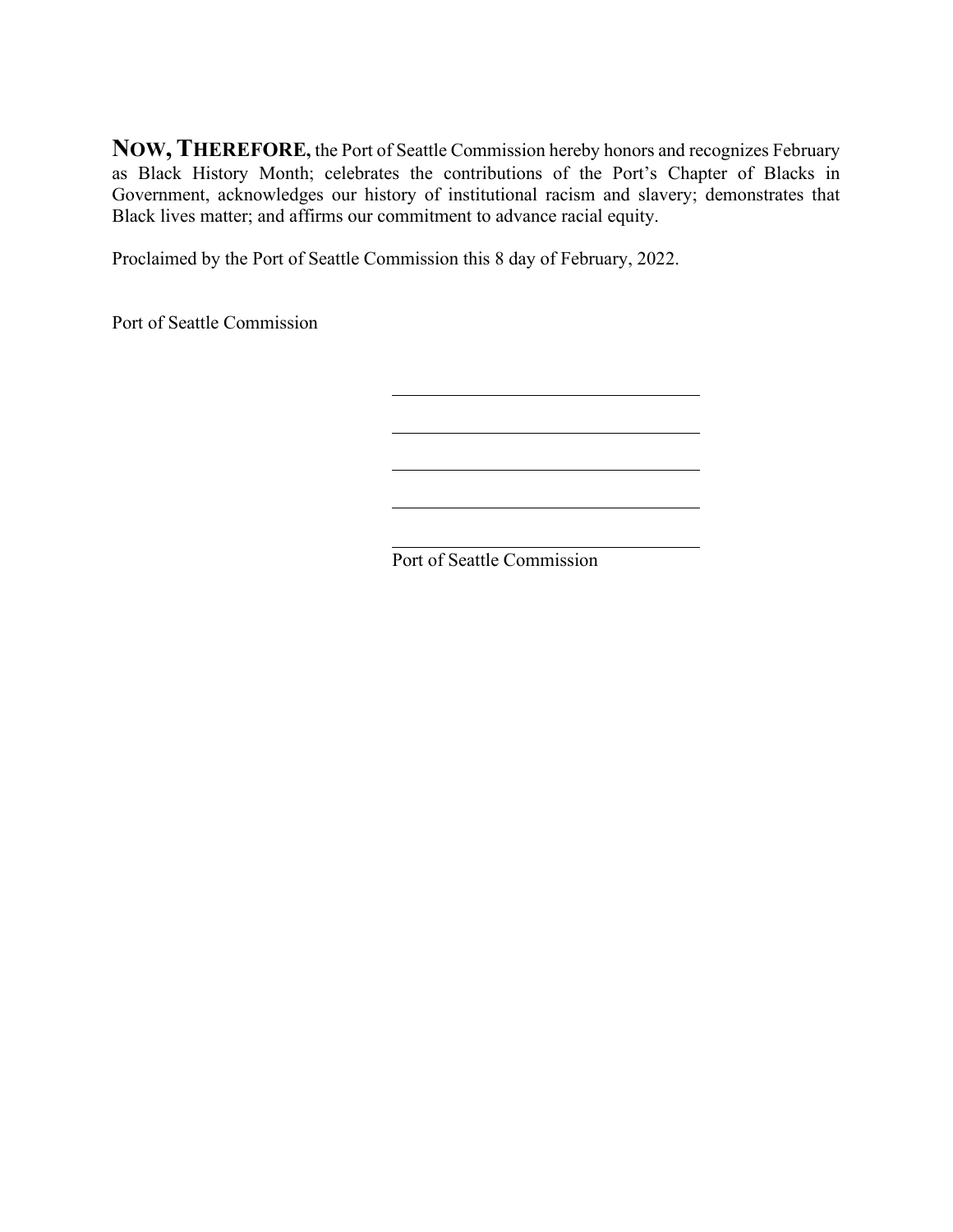**NOW, THEREFORE,** the Port of Seattle Commission hereby honors and recognizes February as Black History Month; celebrates the contributions of the Port's Chapter of Blacks in Government, acknowledges our history of institutional racism and slavery; demonstrates that Black lives matter; and affirms our commitment to advance racial equity.

Proclaimed by the Port of Seattle Commission this 8 day of February, 2022.

Port of Seattle Commission

\_\_\_\_\_\_\_\_\_\_\_\_\_\_\_\_\_\_\_\_\_\_\_\_\_\_\_\_\_\_\_\_

\_\_\_\_\_\_\_\_\_\_\_\_\_\_\_\_\_\_\_\_\_\_\_\_\_\_\_\_\_\_\_\_

\_\_\_\_\_\_\_\_\_\_\_\_\_\_\_\_\_\_\_\_\_\_\_\_\_\_\_\_\_\_\_\_

\_\_\_\_\_\_\_\_\_\_\_\_\_\_\_\_\_\_\_\_\_\_\_\_\_\_\_\_\_\_\_\_

\_\_\_\_\_\_\_\_\_\_\_\_\_\_\_\_\_\_\_\_\_\_\_\_\_\_\_\_\_\_\_\_

Port of Seattle Commission